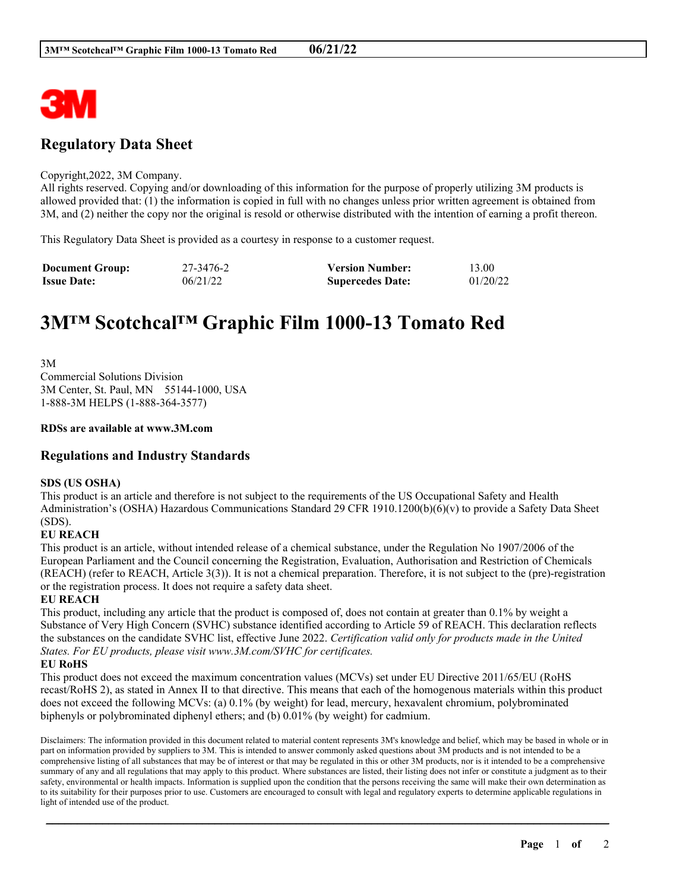3M

## Regulatory Data Sheet

Copyright,2022, 3M Company.
All rights reserved. Copying and/or downloading of this information for the purpose of properly utilizing 3M products is allowed provided that: (1) the information is copied in full with no changes unless prior written agreement is obtained from 3M, and (2) neither the copy nor the original is resold or otherwise distributed with the intention of earning a profit thereon.

This Regulatory Data Sheet is provided as a courtesy in response to a customer request.

| **Document Group:** | 27-3476-2 | **Version Number:** | 13.00 |
|---|---|---|---|
| **Issue Date:** | 06/21/22 | **Supercedes Date:** | 01/20/22 |

# 3M™ Scotchcal™ Graphic Film 1000-13 Tomato Red

3M
Commercial Solutions Division
3M Center, St. Paul, MN 55144-1000, USA
1-888-3M HELPS (1-888-364-3577)

**RDSs are available at www.3M.com**

## Regulations and Industry Standards

**SDS (US OSHA)**
This product is an article and therefore is not subject to the requirements of the US Occupational Safety and Health Administration's (OSHA) Hazardous Communications Standard 29 CFR 1910.1200(b)(6)(v) to provide a Safety Data Sheet (SDS).

**EU REACH**
This product is an article, without intended release of a chemical substance, under the Regulation No 1907/2006 of the European Parliament and the Council concerning the Registration, Evaluation, Authorisation and Restriction of Chemicals (REACH) (refer to REACH, Article 3(3)). It is not a chemical preparation. Therefore, it is not subject to the (pre)-registration or the registration process. It does not require a safety data sheet.

**EU REACH**
This product, including any article that the product is composed of, does not contain at greater than 0.1% by weight a Substance of Very High Concern (SVHC) substance identified according to Article 59 of REACH. This declaration reflects the substances on the candidate SVHC list, effective June 2022. *Certification valid only for products made in the United States. For EU products, please visit www.3M.com/SVHC for certificates.*

**EU RoHS**
This product does not exceed the maximum concentration values (MCVs) set under EU Directive 2011/65/EU (RoHS recast/RoHS 2), as stated in Annex II to that directive. This means that each of the homogenous materials within this product does not exceed the following MCVs: (a) 0.1% (by weight) for lead, mercury, hexavalent chromium, polybrominated biphenyls or polybrominated diphenyl ethers; and (b) 0.01% (by weight) for cadmium.

Disclaimers: The information provided in this document related to material content represents 3M's knowledge and belief, which may be based in whole or in part on information provided by suppliers to 3M. This is intended to answer commonly asked questions about 3M products and is not intended to be a comprehensive listing of all substances that may be of interest or that may be regulated in this or other 3M products, nor is it intended to be a comprehensive summary of any and all regulations that may apply to this product. Where substances are listed, their listing does not infer or constitute a judgment as to their safety, environmental or health impacts. Information is supplied upon the condition that the persons receiving the same will make their own determination as to its suitability for their purposes prior to use. Customers are encouraged to consult with legal and regulatory experts to determine applicable regulations in light of intended use of the product.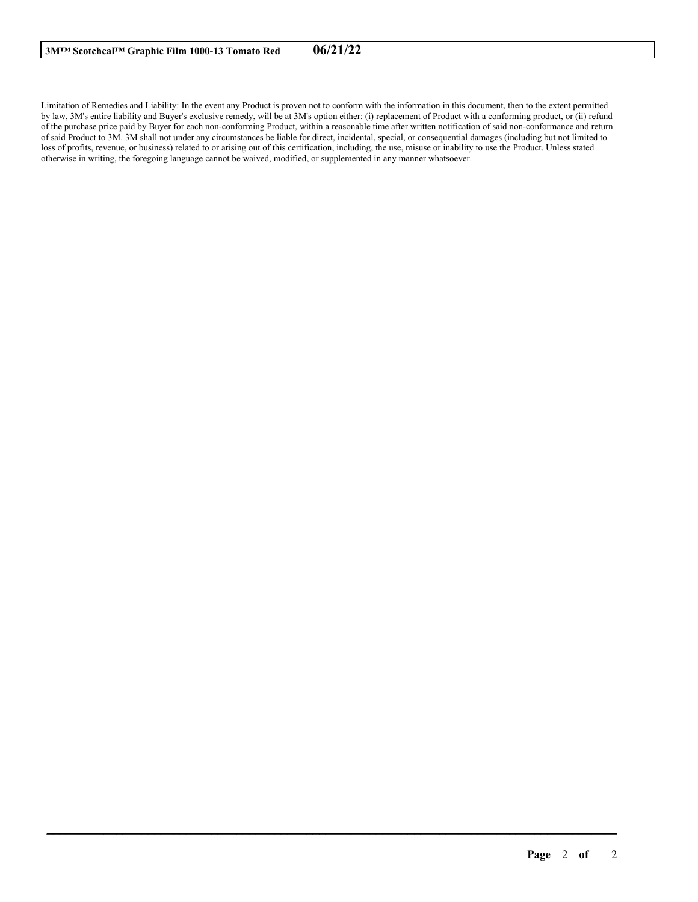Limitation of Remedies and Liability: In the event any Product is proven not to conform with the information in this document, then to the extent permitted by law, 3M's entire liability and Buyer's exclusive remedy, will be at 3M's option either: (i) replacement of Product with a conforming product, or (ii) refund of the purchase price paid by Buyer for each non-conforming Product, within a reasonable time after written notification of said non-conformance and return of said Product to 3M. 3M shall not under any circumstances be liable for direct, incidental, special, or consequential damages (including but not limited to loss of profits, revenue, or business) related to or arising out of this certification, including, the use, misuse or inability to use the Product. Unless stated otherwise in writing, the foregoing language cannot be waived, modified, or supplemented in any manner whatsoever.